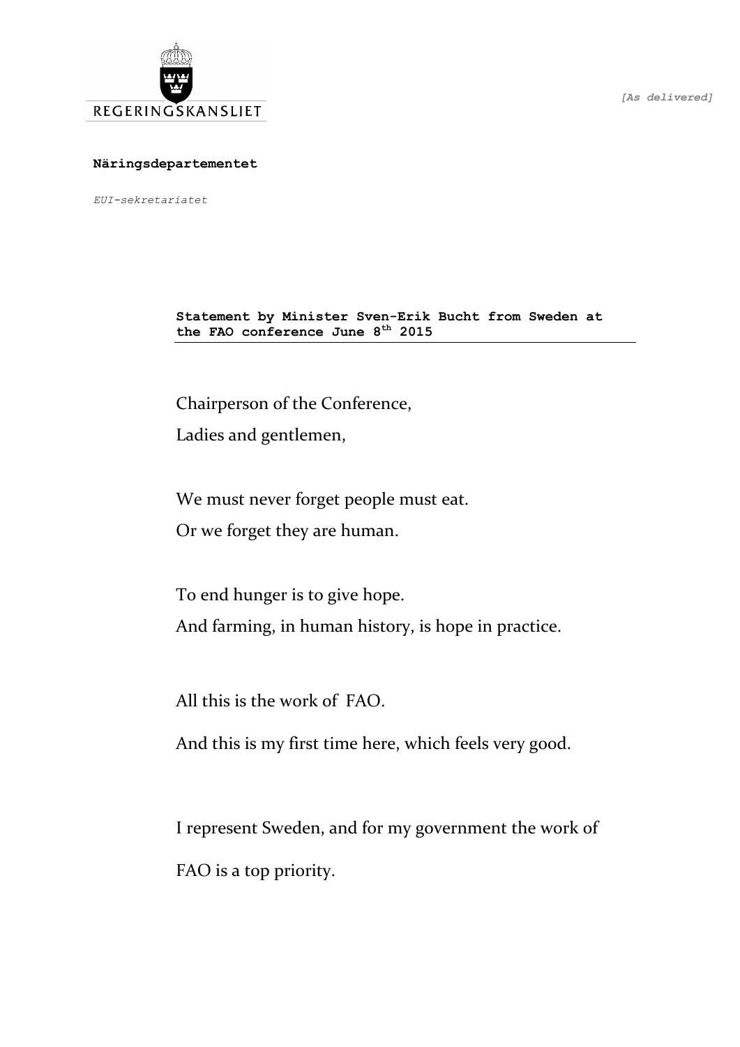*[As delivered]*

REGERINGSKANSLIET

**Näringsdepartementet**

*EUI-sekretariatet*

**Statement by Minister Sven-Erik Bucht from Sweden at the FAO conference June 8th 2015**

Chairperson of the Conference,

Ladies and gentlemen,

We must never forget people must eat.

Or we forget they are human.

To end hunger is to give hope.

And farming, in human history, is hope in practice.

All this is the work of FAO.

And this is my first time here, which feels very good.

I represent Sweden, and for my government the work of FAO is a top priority.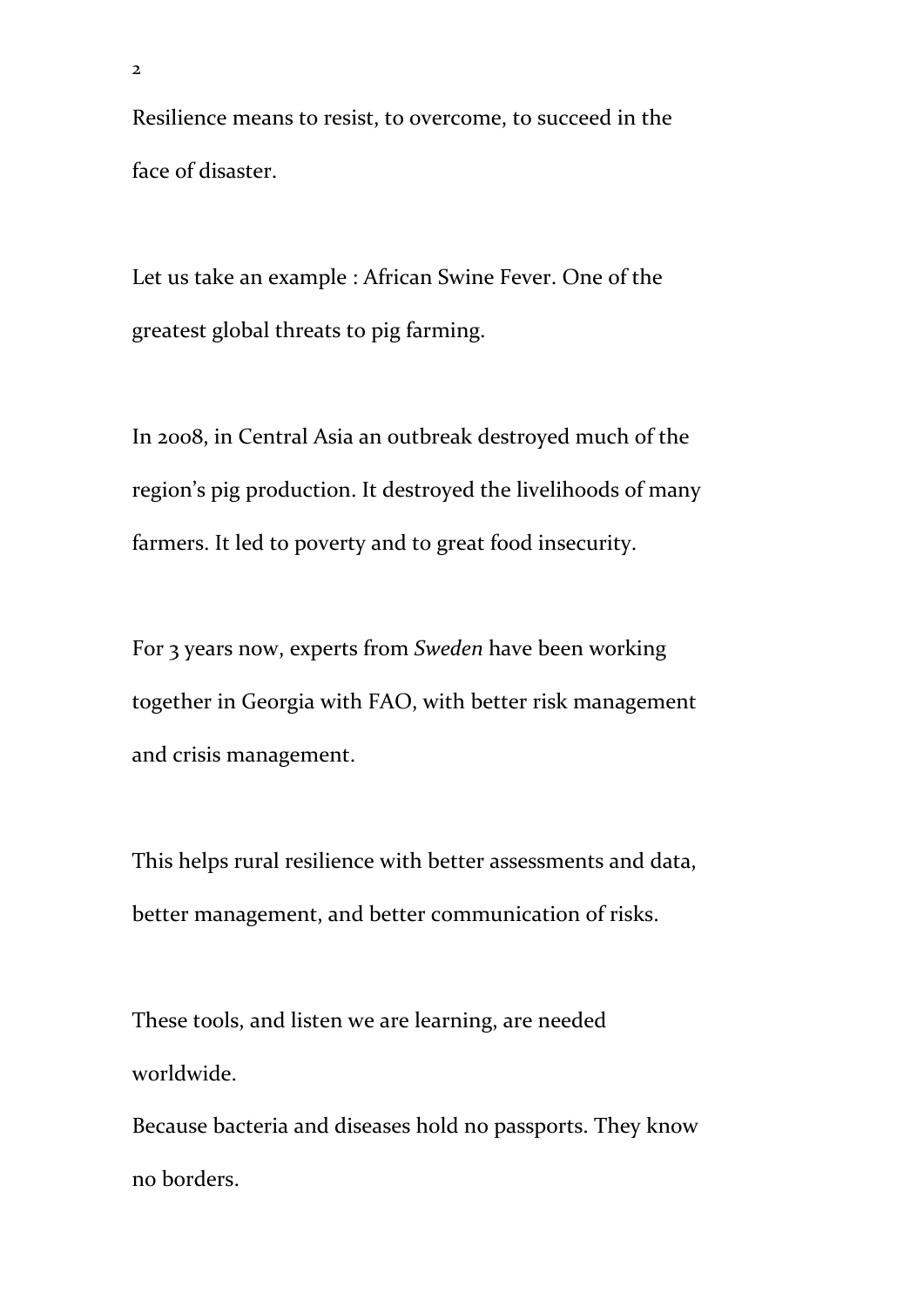Resilience means to resist, to overcome, to succeed in the face of disaster.

Let us take an example : African Swine Fever. One of the greatest global threats to pig farming.

In 2008, in Central Asia an outbreak destroyed much of the region's pig production. It destroyed the livelihoods of many farmers. It led to poverty and to great food insecurity.

For 3 years now, experts from *Sweden* have been working together in Georgia with FAO, with better risk management and crisis management.

This helps rural resilience with better assessments and data, better management, and better communication of risks.

These tools, and listen we are learning, are needed worldwide.

Because bacteria and diseases hold no passports. They know no borders.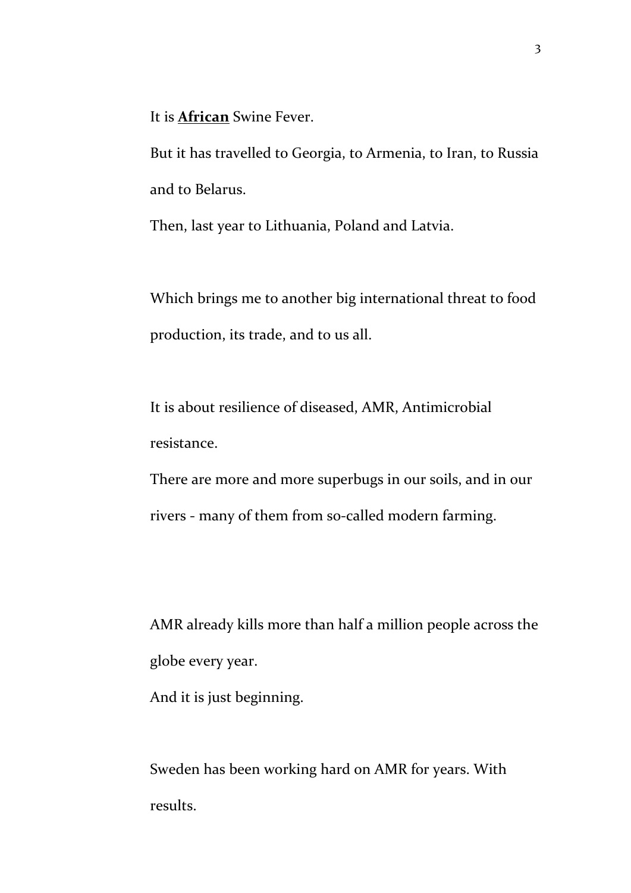It is **African** Swine Fever.

But it has travelled to Georgia, to Armenia, to Iran, to Russia and to Belarus.

Then, last year to Lithuania, Poland and Latvia.

Which brings me to another big international threat to food production, its trade, and to us all.

It is about resilience of diseased, AMR, Antimicrobial resistance.

There are more and more superbugs in our soils, and in our rivers - many of them from so-called modern farming.

AMR already kills more than half a million people across the globe every year.

And it is just beginning.

Sweden has been working hard on AMR for years. With results.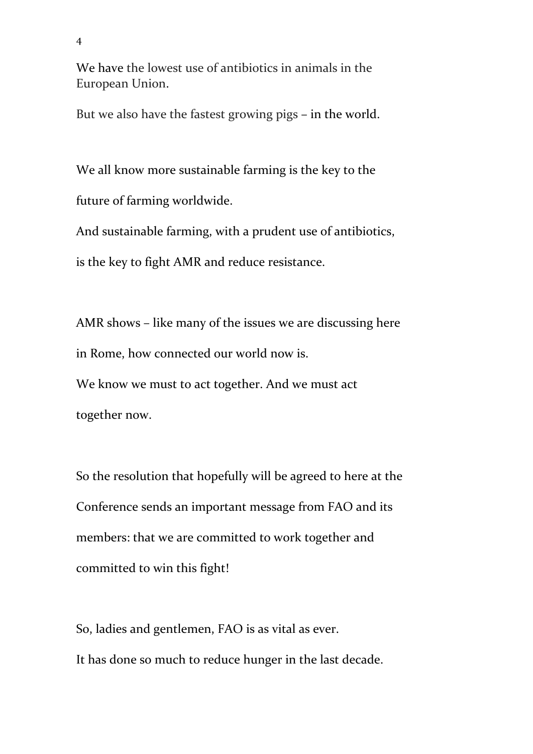We have the lowest use of antibiotics in animals in the European Union.

But we also have the fastest growing pigs – in the world.

We all know more sustainable farming is the key to the future of farming worldwide.

And sustainable farming, with a prudent use of antibiotics, is the key to fight AMR and reduce resistance.

AMR shows – like many of the issues we are discussing here in Rome, how connected our world now is.

We know we must to act together. And we must act together now.

So the resolution that hopefully will be agreed to here at the Conference sends an important message from FAO and its members: that we are committed to work together and committed to win this fight!

So, ladies and gentlemen, FAO is as vital as ever.

It has done so much to reduce hunger in the last decade.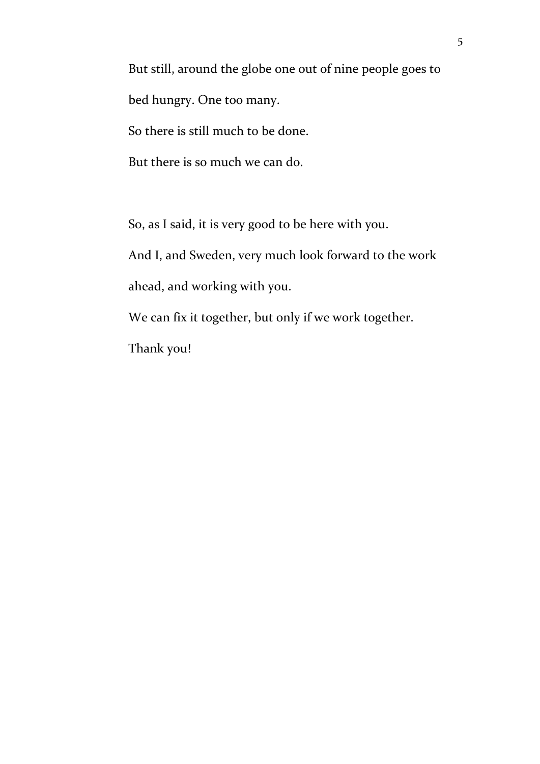But still, around the globe one out of nine people goes to bed hungry. One too many.

So there is still much to be done.

But there is so much we can do.

So, as I said, it is very good to be here with you.

And I, and Sweden, very much look forward to the work ahead, and working with you.

We can fix it together, but only if we work together.

Thank you!